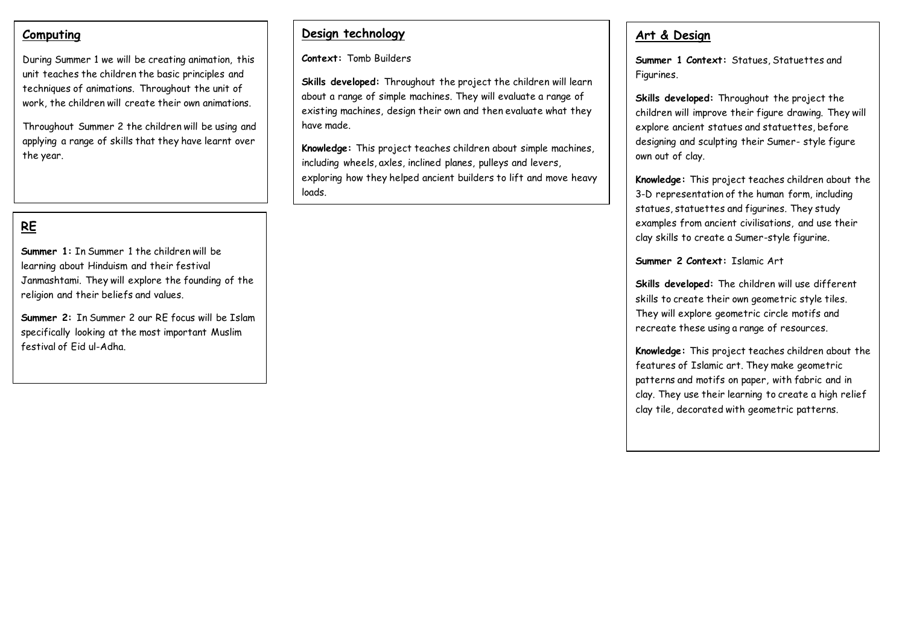## Computing

During Summer 1 we will be creating animation, this unit teaches the children the basic principles and techniques of animations. Throughout the unit of work, the children will create their own animations.

Throughout Summer 2 the children will be using and applying a range of skills that they have learnt over the year.

## RE

**Summer 1:** In Summer 1 the children will be learning about Hinduism and their festival Janmashtami. They will explore the founding of the religion and their beliefs and values.

**Summer 2:** In Summer 2 our RE focus will be Islam specifically looking at the most important Muslim festival of Eid ul-Adha.

## Design technology

**Context:** Tomb Builders

**Skills developed:** Throughout the project the children will learn about a range of simple machines. They will evaluate a range of existing machines, design their own and then evaluate what they have made.

**Knowledge:** This project teaches children about simple machines, including wheels, axles, inclined planes, pulleys and levers, exploring how they helped ancient builders to lift and move heavy loads.

## Art & Design

**Summer 1 Context:** Statues, Statuettes and Figurines.

**Skills developed:** Throughout the project the children will improve their figure drawing. They will explore ancient statues and statuettes, before designing and sculpting their Sumer- style figure own out of clay.

**Knowledge:** This project teaches children about the 3-D representation of the human form, including statues, statuettes and figurines. They study examples from ancient civilisations, and use their clay skills to create a Sumer-style figurine.

**Summer 2 Context:** Islamic Art

**Skills developed:** The children will use different skills to create their own geometric style tiles. They will explore geometric circle motifs and recreate these using a range of resources.

**Knowledge:** This project teaches children about the features of Islamic art. They make geometric patterns and motifs on paper, with fabric and in clay. They use their learning to create a high relief clay tile, decorated with geometric patterns.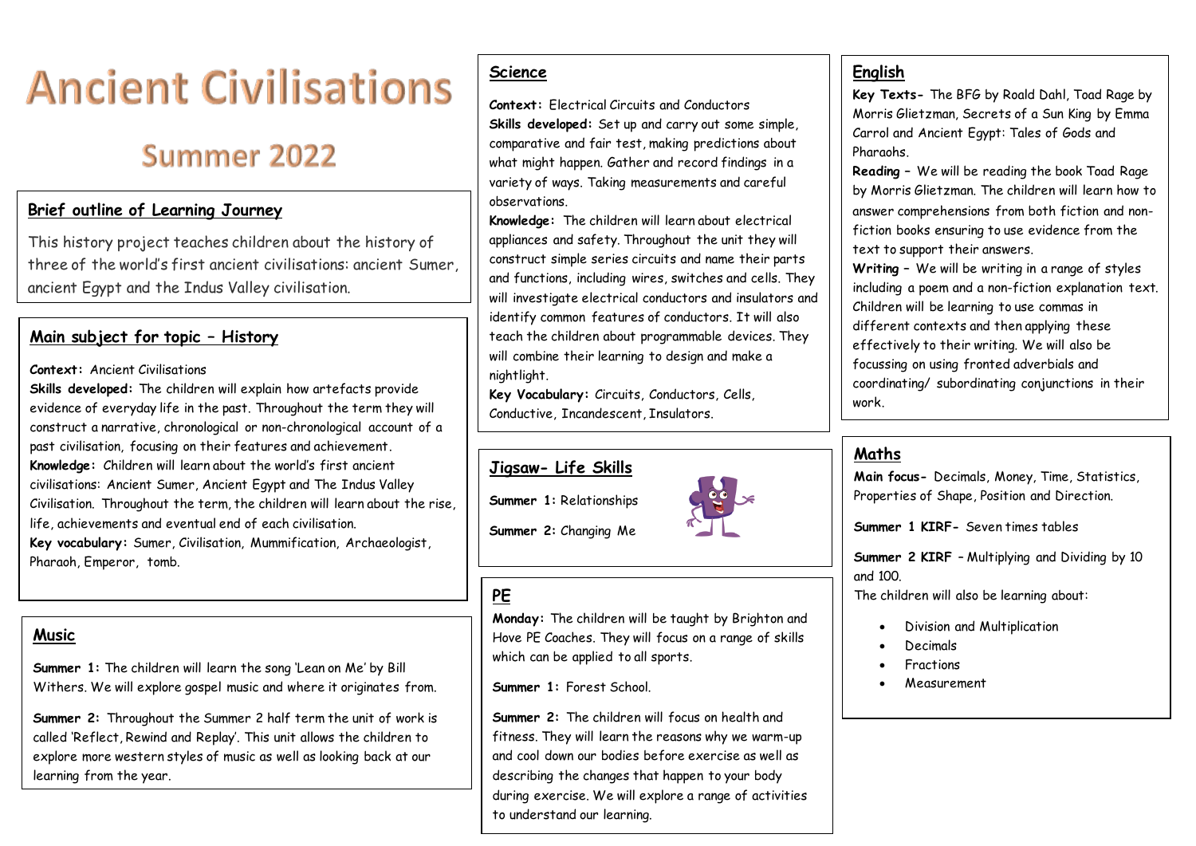# Ancient Civilisations

## Summer 2022

### Brief outline of Learning Journey

This history project teaches children about the history of three of the world's first ancient civilisations: ancient Sumer, ancient Egypt and the Indus Valley civilisation.

### Main subject for topic – History

**Context:** Ancient Civilisations

**Skills developed:** The children will explain how artefacts provide evidence of everyday life in the past. Throughout the term they will construct a narrative, chronological or non-chronological account of a past civilisation, focusing on their features and achievement.

**Knowledge:** Children will learn about the world's first ancient civilisations: Ancient Sumer, Ancient Egypt and The Indus Valley Civilisation. Throughout the term, the children will learn about the rise, life, achievements and eventual end of each civilisation.

**Key vocabulary:** Sumer, Civilisation, Mummification, Archaeologist, Pharaoh, Emperor, tomb.

### Music

**Summer 1:** The children will learn the song 'Lean on Me' by Bill Withers. We will explore gospel music and where it originates from.

**Summer 2:** Throughout the Summer 2 half term the unit of work is called 'Reflect, Rewind and Replay'. This unit allows the children to explore more western styles of music as well as looking back at our learning from the year.

### Science

**Context:** Electrical Circuits and Conductors

**Skills developed:** Set up and carry out some simple, comparative and fair test, making predictions about what might happen. Gather and record findings in a variety of ways. Taking measurements and careful observations.

**Knowledge:** The children will learn about electrical appliances and safety. Throughout the unit they will construct simple series circuits and name their parts and functions, including wires, switches and cells. They will investigate electrical conductors and insulators and identify common features of conductors. It will also teach the children about programmable devices. They will combine their learning to design and make a nightlight.

**Key Vocabulary:** Circuits, Conductors, Cells, Conductive, Incandescent, Insulators.

### Jigsaw- Life Skills

**Summer 1:** Relationships

**Summer 2:** Changing Me

### PE

**Monday:** The children will be taught by Brighton and Hove PE Coaches. They will focus on a range of skills which can be applied to all sports.

**Summer 1:** Forest School.

**Summer 2:** The children will focus on health and fitness. They will learn the reasons why we warm-up and cool down our bodies before exercise as well as describing the changes that happen to your body during exercise. We will explore a range of activities to understand our learning.

### English

**Key Texts-** The BFG by Roald Dahl, Toad Rage by Morris Glietzman, Secrets of a Sun King by Emma Carrol and Ancient Egypt: Tales of Gods and Pharaohs.

**Reading –** We will be reading the book Toad Rage by Morris Glietzman. The children will learn how to answer comprehensions from both fiction and non-fiction books ensuring to use evidence from the text to support their answers.

**Writing –** We will be writing in a range of styles including a poem and a non-fiction explanation text. Children will be learning to use commas in different contexts and then applying these effectively to their writing. We will also be focussing on using fronted adverbials and coordinating/ subordinating conjunctions in their work.

### Maths

**Main focus-** Decimals, Money, Time, Statistics, Properties of Shape, Position and Direction.

**Summer 1 KIRF-** Seven times tables

**Summer 2 KIRF** – Multiplying and Dividing by 10 and 100.

The children will also be learning about:

- Division and Multiplication
- Decimals
- Fractions
- Measurement